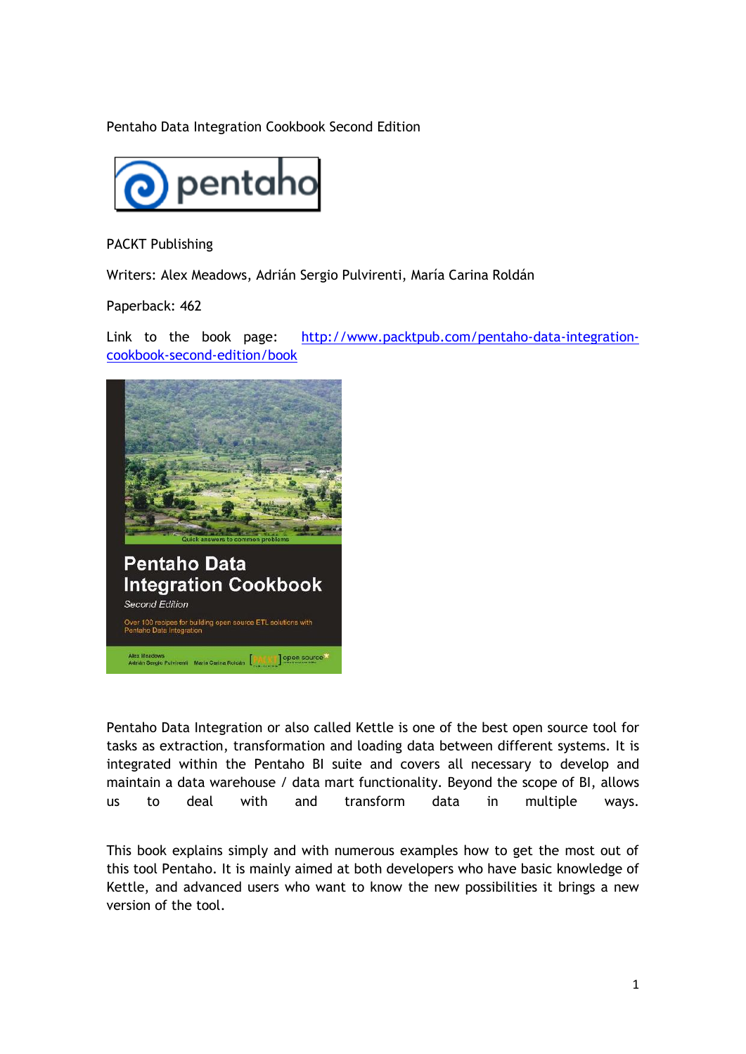Pentaho Data Integration Cookbook Second Edition

PACKT Publishing

Writers: Alex Meadows, Adrián Sergio Pulvirenti, María Carina Roldán

Paperback: 462

Link to the book page: http://www.packtpub.com/pentaho-data-integration-cookbook-second-edition/book

Pentaho Data Integration or also called Kettle is one of the best open source tool for tasks as extraction, transformation and loading data between different systems. It is integrated within the Pentaho BI suite and covers all necessary to develop and maintain a data warehouse / data mart functionality. Beyond the scope of BI, allows us to deal with and transform data in multiple ways.

This book explains simply and with numerous examples how to get the most out of this tool Pentaho. It is mainly aimed at both developers who have basic knowledge of Kettle, and advanced users who want to know the new possibilities it brings a new version of the tool.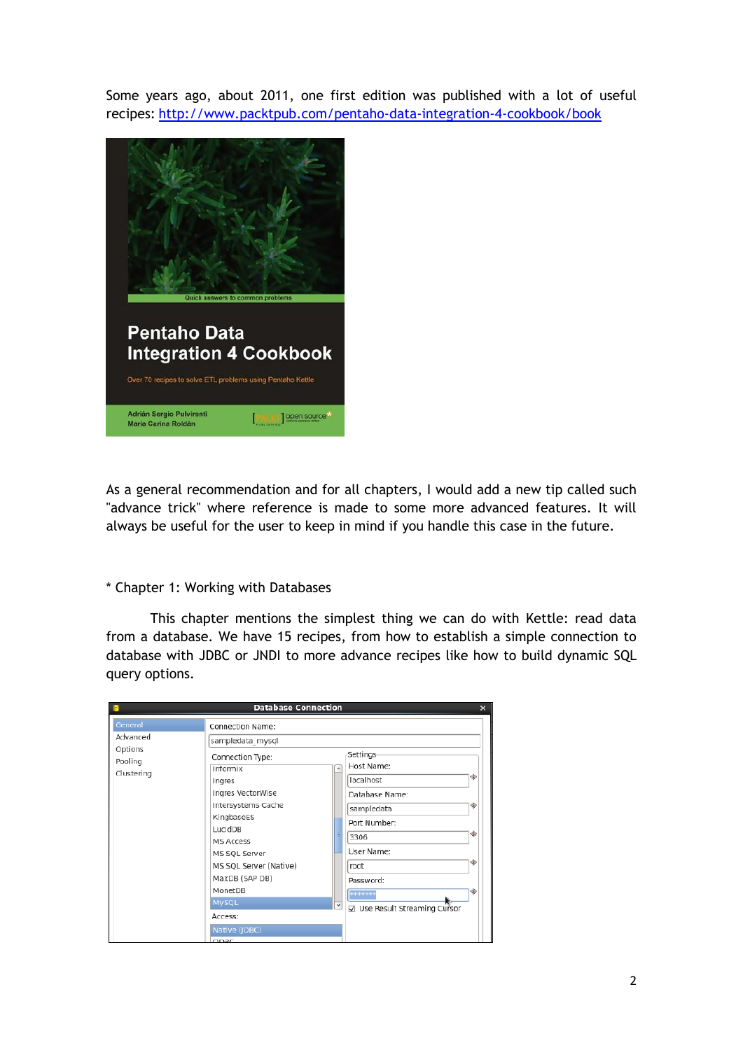Some years ago, about 2011, one first edition was published with a lot of useful recipes: [http://www.packtpub.com/pentaho-data-integration-4-cookbook/book](http://www.packtpub.com/pentaho-data-integration-4-cookbook/book)

As a general recommendation and for all chapters, I would add a new tip called such "advance trick" where reference is made to some more advanced features. It will always be useful for the user to keep in mind if you handle this case in the future.

* Chapter 1: Working with Databases

This chapter mentions the simplest thing we can do with Kettle: read data from a database. We have 15 recipes, from how to establish a simple connection to database with JDBC or JNDI to more advance recipes like how to build dynamic SQL query options.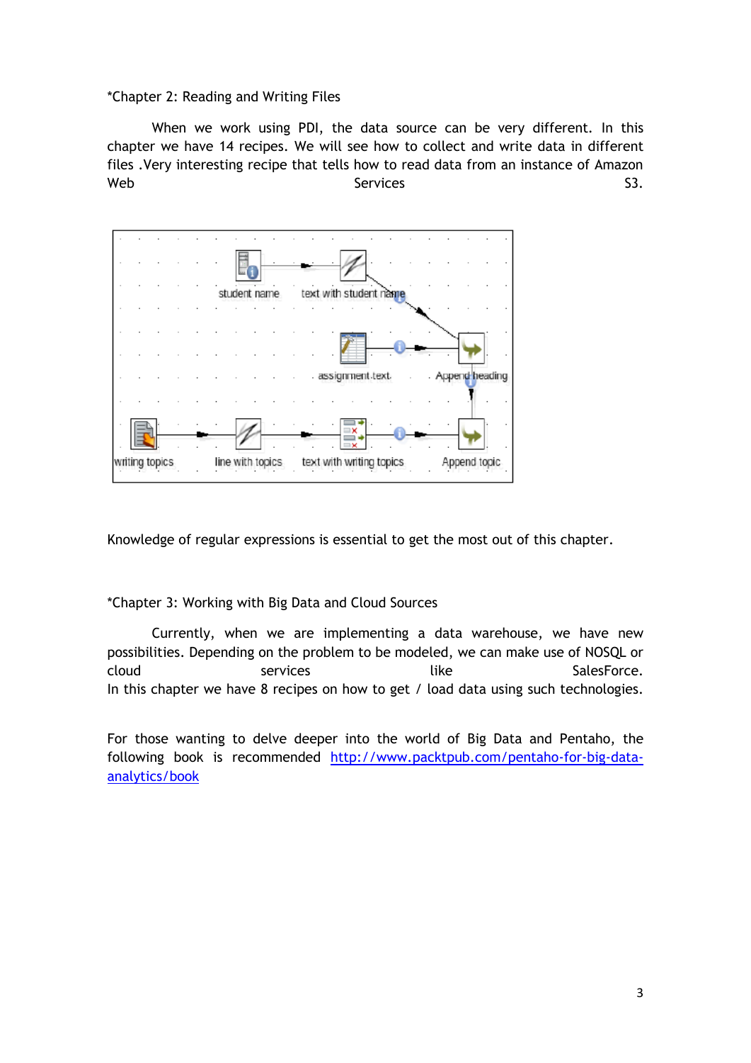*Chapter 2: Reading and Writing Files

When we work using PDI, the data source can be very different. In this chapter we have 14 recipes. We will see how to collect and write data in different files .Very interesting recipe that tells how to read data from an instance of Amazon Web Services S3.

student name

text with student name

assignment.text

Append heading

writing topics

line with topics

text with writing topics

Append topic

Knowledge of regular expressions is essential to get the most out of this chapter.

*Chapter 3: Working with Big Data and Cloud Sources

Currently, when we are implementing a data warehouse, we have new possibilities. Depending on the problem to be modeled, we can make use of NOSQL or cloud services like SalesForce.
In this chapter we have 8 recipes on how to get / load data using such technologies.

For those wanting to delve deeper into the world of Big Data and Pentaho, the following book is recommended [http://www.packtpub.com/pentaho-for-big-data-analytics/book](http://www.packtpub.com/pentaho-for-big-data-analytics/book)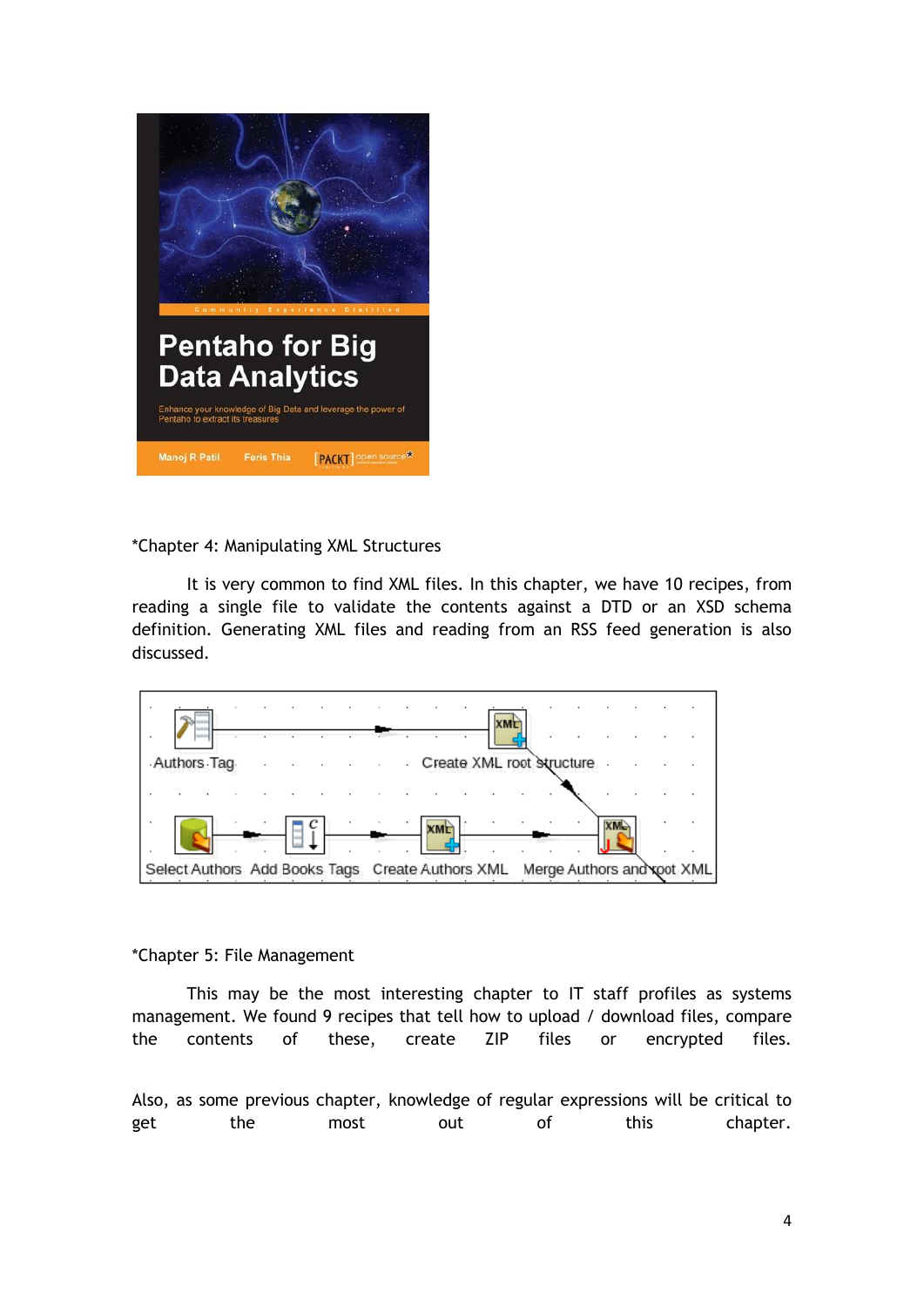*Chapter 4: Manipulating XML Structures

It is very common to find XML files. In this chapter, we have 10 recipes, from reading a single file to validate the contents against a DTD or an XSD schema definition. Generating XML files and reading from an RSS feed generation is also discussed.

*Chapter 5: File Management

This may be the most interesting chapter to IT staff profiles as systems management. We found 9 recipes that tell how to upload / download files, compare the contents of these, create ZIP files or encrypted files.

Also, as some previous chapter, knowledge of regular expressions will be critical to get the most out of this chapter.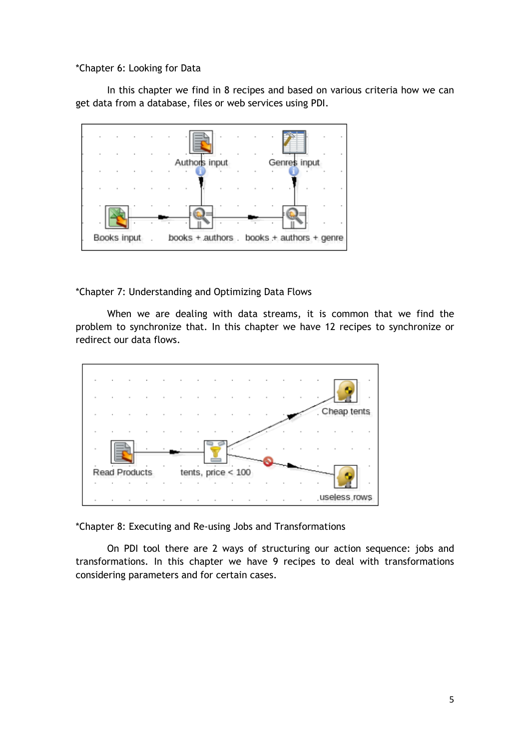*Chapter 6: Looking for Data

In this chapter we find in 8 recipes and based on various criteria how we can get data from a database, files or web services using PDI.

Authors input

Genres input

Books input

books + authors

books + authors + genre

*Chapter 7: Understanding and Optimizing Data Flows

When we are dealing with data streams, it is common that we find the problem to synchronize that. In this chapter we have 12 recipes to synchronize or redirect our data flows.

Cheap tents

Read Products

tents, price < 100

useless rows

*Chapter 8: Executing and Re-using Jobs and Transformations

On PDI tool there are 2 ways of structuring our action sequence: jobs and transformations. In this chapter we have 9 recipes to deal with transformations considering parameters and for certain cases.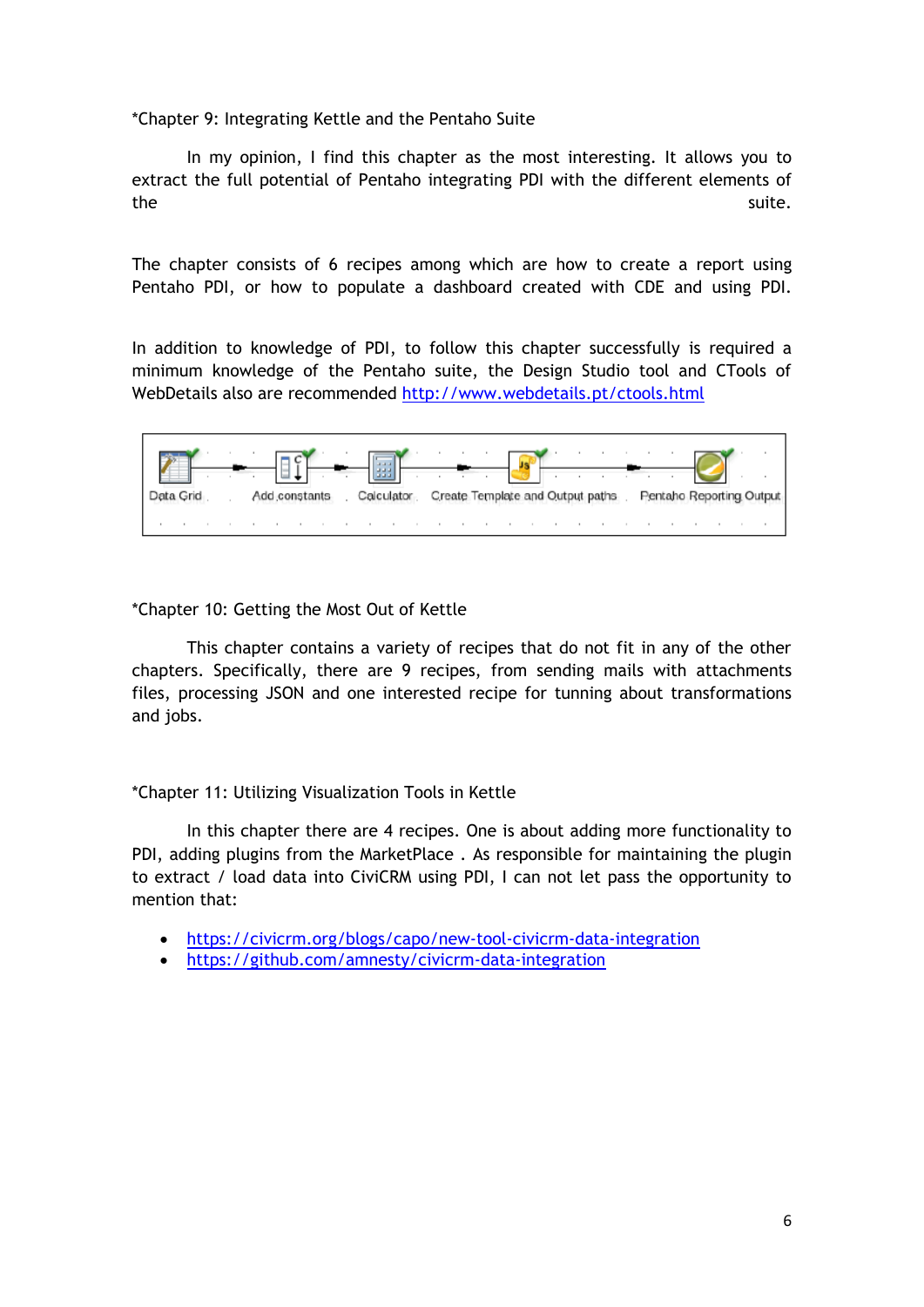*Chapter 9: Integrating Kettle and the Pentaho Suite

In my opinion, I find this chapter as the most interesting. It allows you to extract the full potential of Pentaho integrating PDI with the different elements of the suite.

The chapter consists of 6 recipes among which are how to create a report using Pentaho PDI, or how to populate a dashboard created with CDE and using PDI.

In addition to knowledge of PDI, to follow this chapter successfully is required a minimum knowledge of the Pentaho suite, the Design Studio tool and CTools of WebDetails also are recommended http://www.webdetails.pt/ctools.html

Data Grid

Add constants

Calculator

Create Template and Output paths

Pentaho Reporting Output

*Chapter 10: Getting the Most Out of Kettle

This chapter contains a variety of recipes that do not fit in any of the other chapters. Specifically, there are 9 recipes, from sending mails with attachments files, processing JSON and one interested recipe for tunning about transformations and jobs.

*Chapter 11: Utilizing Visualization Tools in Kettle

In this chapter there are 4 recipes. One is about adding more functionality to PDI, adding plugins from the MarketPlace . As responsible for maintaining the plugin to extract / load data into CiviCRM using PDI, I can not let pass the opportunity to mention that:

- https://civicrm.org/blogs/capo/new-tool-civicrm-data-integration
- https://github.com/amnesty/civicrm-data-integration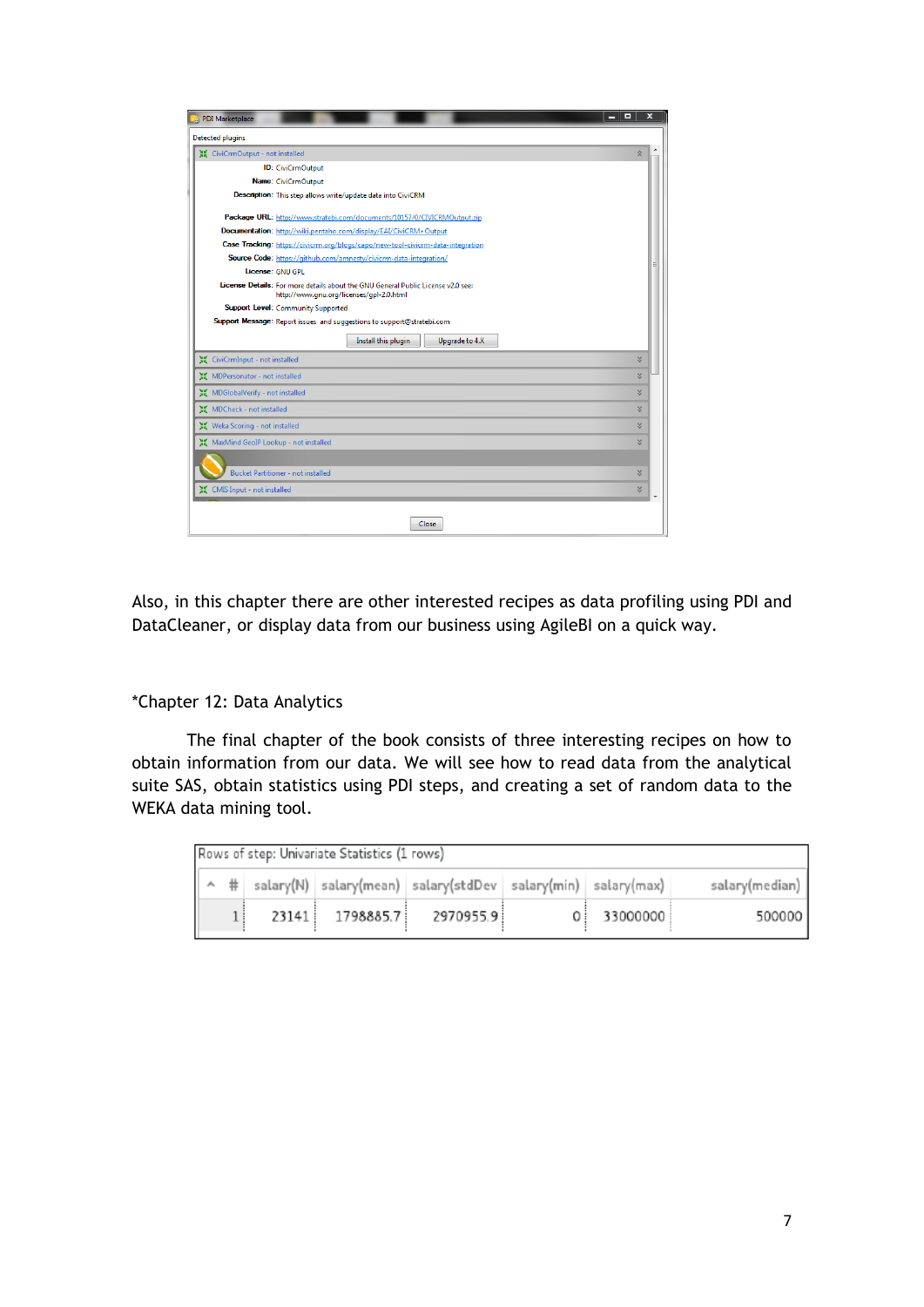Also, in this chapter there are other interested recipes as data profiling using PDI and DataCleaner, or display data from our business using AgileBI on a quick way.

*Chapter 12: Data Analytics

The final chapter of the book consists of three interesting recipes on how to obtain information from our data. We will see how to read data from the analytical suite SAS, obtain statistics using PDI steps, and creating a set of random data to the WEKA data mining tool.

Rows of step: Univariate Statistics (1 rows)

| # | salary(N) | salary(mean) | salary(stdDev | salary(min) | salary(max) | salary(median) |
|---|---|---|---|---|---|---|
| 1 | 23141 | 1798885.7 | 2970955.9 | 0 | 33000000 | 500000 |